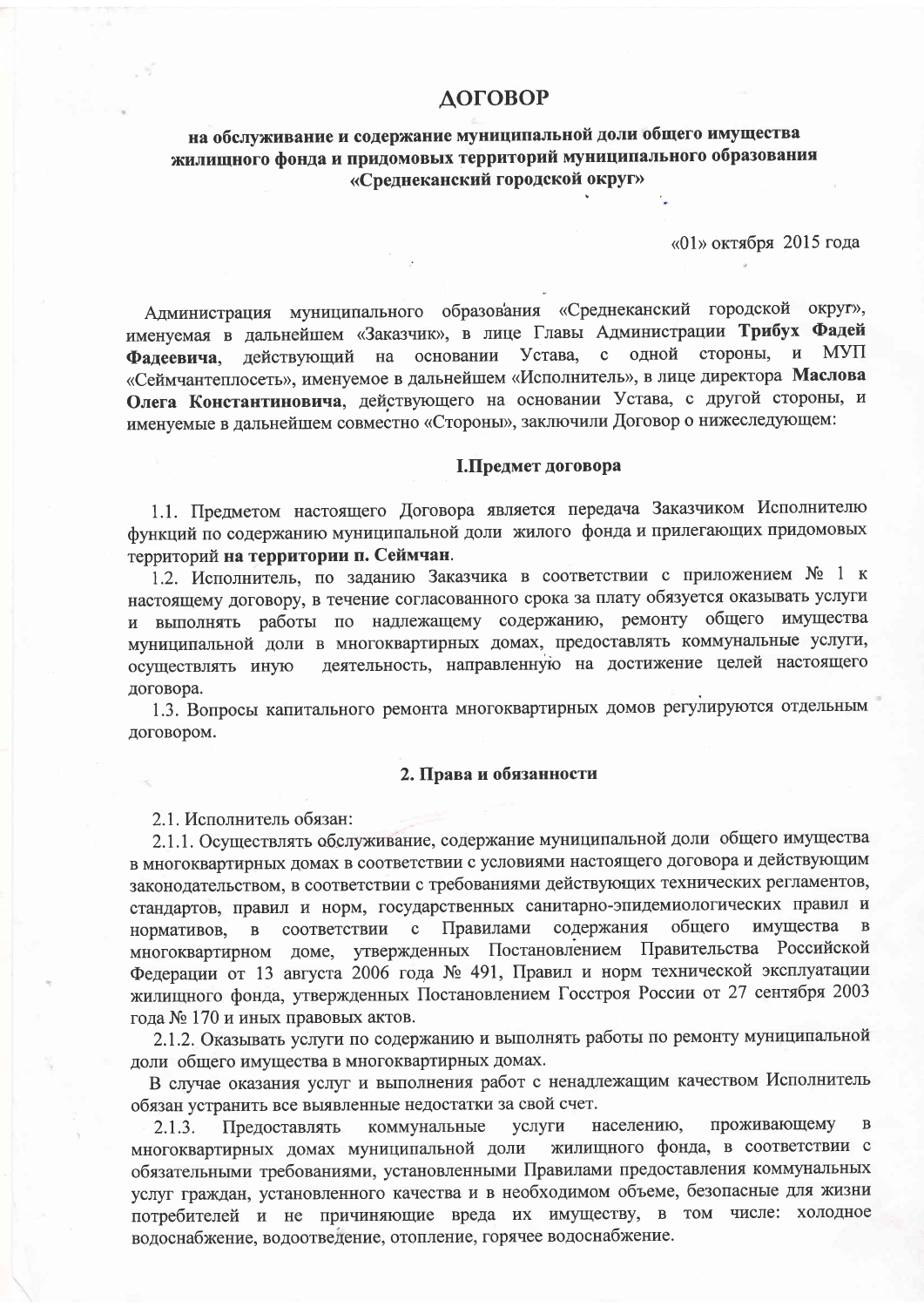# ДОГОВОР

## на обслуживание и содержание муниципальной доли общего имущества жилищного фонда и придомовых территорий муниципального образования «Среднеканский городской округ»

«01» октября 2015 года

Администрация муниципального образования «Среднеканский городской округ», именуемая в дальнейшем «Заказчик», в лице Главы Администрации **Трибух Фадей Фадеевича**, действующий на основании Устава, с одной стороны, и МУП «Сеймчантеплосеть», именуемое в дальнейшем «Исполнитель», в лице директора **Маслова Олега Константиновича**, действующего на основании Устава, с другой стороны, и именуемые в дальнейшем совместно «Стороны», заключили Договор о нижеследующем:

### I.Предмет договора

1.1. Предметом настоящего Договора является передача Заказчиком Исполнителю функций по содержанию муниципальной доли жилого фонда и прилегающих придомовых территорий **на территории п. Сеймчан**.

1.2. Исполнитель, по заданию Заказчика в соответствии с приложением № 1 к настоящему договору, в течение согласованного срока за плату обязуется оказывать услуги и выполнять работы по надлежащему содержанию, ремонту общего имущества муниципальной доли в многоквартирных домах, предоставлять коммунальные услуги, осуществлять иную деятельность, направленную на достижение целей настоящего договора.

1.3. Вопросы капитального ремонта многоквартирных домов регулируются отдельным договором.

### 2. Права и обязанности

2.1. Исполнитель обязан:

2.1.1. Осуществлять обслуживание, содержание муниципальной доли общего имущества в многоквартирных домах в соответствии с условиями настоящего договора и действующим законодательством, в соответствии с требованиями действующих технических регламентов, стандартов, правил и норм, государственных санитарно-эпидемиологических правил и нормативов, в соответствии с Правилами содержания общего имущества в многоквартирном доме, утвержденных Постановлением Правительства Российской Федерации от 13 августа 2006 года № 491, Правил и норм технической эксплуатации жилищного фонда, утвержденных Постановлением Госстроя России от 27 сентября 2003 года № 170 и иных правовых актов.

2.1.2. Оказывать услуги по содержанию и выполнять работы по ремонту муниципальной доли общего имущества в многоквартирных домах.

В случае оказания услуг и выполнения работ с ненадлежащим качеством Исполнитель обязан устранить все выявленные недостатки за свой счет.

2.1.3. Предоставлять коммунальные услуги населению, проживающему в многоквартирных домах муниципальной доли жилищного фонда, в соответствии с обязательными требованиями, установленными Правилами предоставления коммунальных услуг граждан, установленного качества и в необходимом объеме, безопасные для жизни потребителей и не причиняющие вреда их имуществу, в том числе: холодное водоснабжение, водоотведение, отопление, горячее водоснабжение.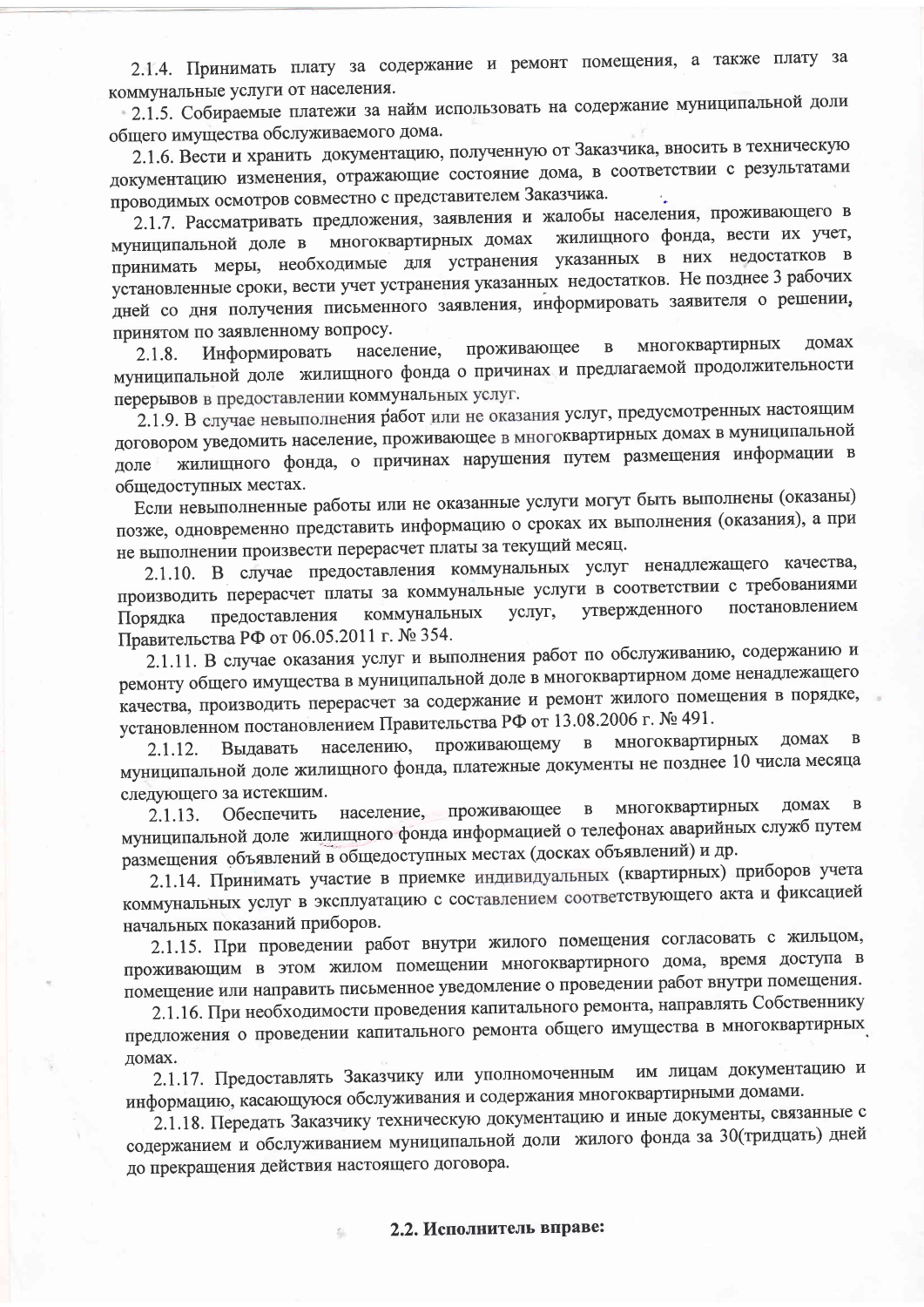2.1.4. Принимать плату за содержание и ремонт помещения, а также плату за коммунальные услуги от населения.

2.1.5. Собираемые платежи за найм использовать на содержание муниципальной доли общего имущества обслуживаемого дома.

2.1.6. Вести и хранить документацию, полученную от Заказчика, вносить в техническую документацию изменения, отражающие состояние дома, в соответствии с результатами проводимых осмотров совместно с представителем Заказчика.

2.1.7. Рассматривать предложения, заявления и жалобы населения, проживающего в муниципальной доле в многоквартирных домах жилищного фонда, вести их учет, принимать меры, необходимые для устранения указанных в них недостатков в установленные сроки, вести учет устранения указанных недостатков. Не позднее 3 рабочих дней со дня получения письменного заявления, информировать заявителя о решении, принятом по заявленному вопросу.

2.1.8. Информировать население, проживающее в многоквартирных домах муниципальной доле жилищного фонда о причинах и предлагаемой продолжительности перерывов в предоставлении коммунальных услуг.

2.1.9. В случае невыполнения работ или не оказания услуг, предусмотренных настоящим договором уведомить население, проживающее в многоквартирных домах в муниципальной доле жилищного фонда, о причинах нарушения путем размещения информации в общедоступных местах.

Если невыполненные работы или не оказанные услуги могут быть выполнены (оказаны) позже, одновременно представить информацию о сроках их выполнения (оказания), а при не выполнении произвести перерасчет платы за текущий месяц.

2.1.10. В случае предоставления коммунальных услуг ненадлежащего качества, производить перерасчет платы за коммунальные услуги в соответствии с требованиями Порядка предоставления коммунальных услуг, утвержденного постановлением Правительства РФ от 06.05.2011 г. № 354.

2.1.11. В случае оказания услуг и выполнения работ по обслуживанию, содержанию и ремонту общего имущества в муниципальной доле в многоквартирном доме ненадлежащего качества, производить перерасчет за содержание и ремонт жилого помещения в порядке, установленном постановлением Правительства РФ от 13.08.2006 г. № 491.

2.1.12. Выдавать населению, проживающему в многоквартирных домах в муниципальной доле жилищного фонда, платежные документы не позднее 10 числа месяца следующего за истекшим.

2.1.13. Обеспечить население, проживающее в многоквартирных домах в муниципальной доле жилищного фонда информацией о телефонах аварийных служб путем размещения объявлений в общедоступных местах (досках объявлений) и др.

2.1.14. Принимать участие в приемке индивидуальных (квартирных) приборов учета коммунальных услуг в эксплуатацию с составлением соответствующего акта и фиксацией начальных показаний приборов.

2.1.15. При проведении работ внутри жилого помещения согласовать с жильцом, проживающим в этом жилом помещении многоквартирного дома, время доступа в помещение или направить письменное уведомление о проведении работ внутри помещения.

2.1.16. При необходимости проведения капитального ремонта, направлять Собственнику предложения о проведении капитального ремонта общего имущества в многоквартирных домах.

2.1.17. Предоставлять Заказчику или уполномоченным им лицам документацию и информацию, касающуюся обслуживания и содержания многоквартирными домами.

2.1.18. Передать Заказчику техническую документацию и иные документы, связанные с содержанием и обслуживанием муниципальной доли жилого фонда за 30(тридцать) дней до прекращения действия настоящего договора.

**2.2. Исполнитель вправе:**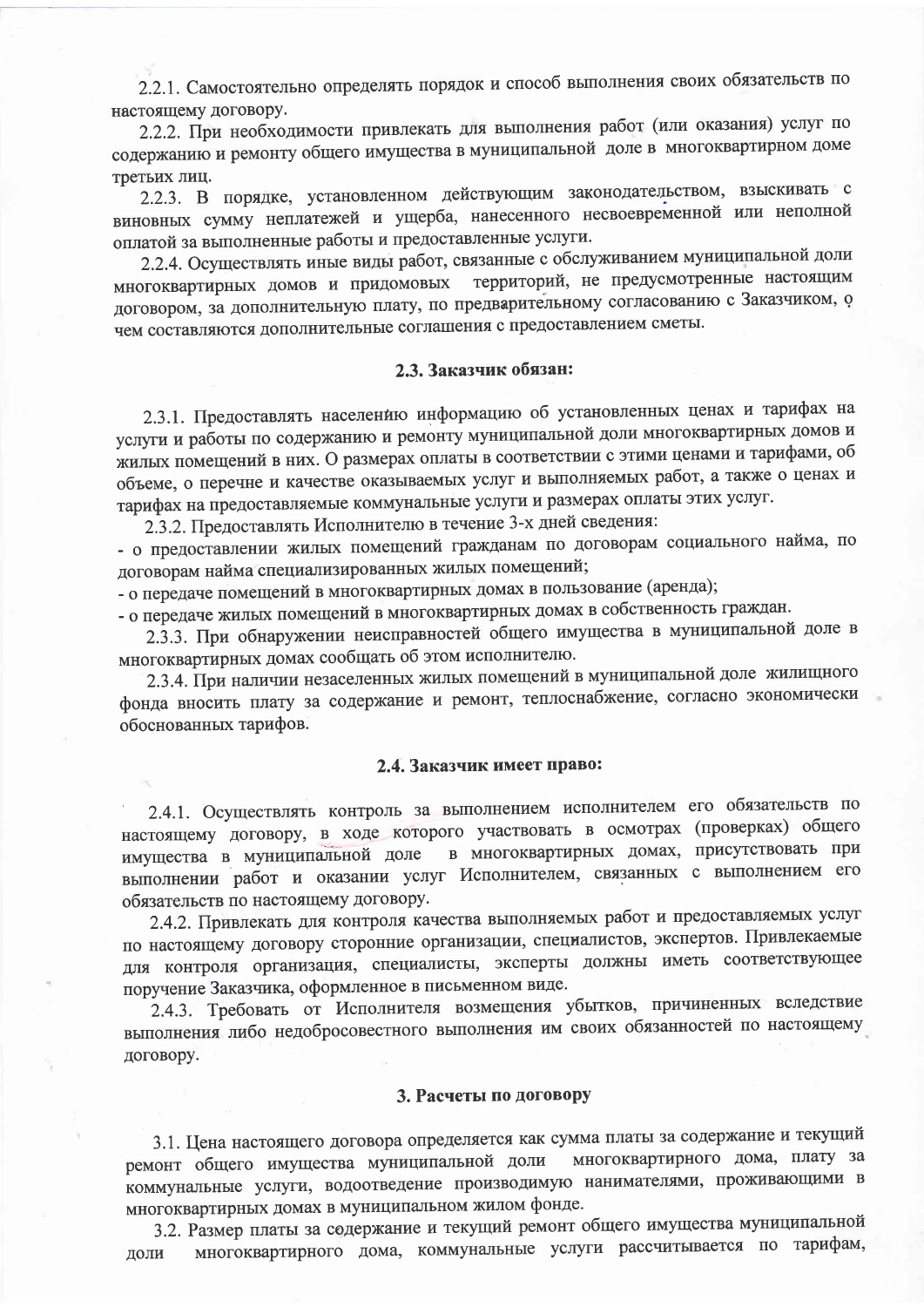2.2.1. Самостоятельно определять порядок и способ выполнения своих обязательств по настоящему договору.

2.2.2. При необходимости привлекать для выполнения работ (или оказания) услуг по содержанию и ремонту общего имущества в муниципальной доле в многоквартирном доме третьих лиц.

2.2.3. В порядке, установленном действующим законодательством, взыскивать с виновных сумму неплатежей и ущерба, нанесенного несвоевременной или неполной оплатой за выполненные работы и предоставленные услуги.

2.2.4. Осуществлять иные виды работ, связанные с обслуживанием муниципальной доли многоквартирных домов и придомовых территорий, не предусмотренные настоящим договором, за дополнительную плату, по предварительному согласованию с Заказчиком, о чем составляются дополнительные соглашения с предоставлением сметы.

#### 2.3. Заказчик обязан:

2.3.1. Предоставлять населению информацию об установленных ценах и тарифах на услуги и работы по содержанию и ремонту муниципальной доли многоквартирных домов и жилых помещений в них. О размерах оплаты в соответствии с этими ценами и тарифами, об объеме, о перечне и качестве оказываемых услуг и выполняемых работ, а также о ценах и тарифах на предоставляемые коммунальные услуги и размерах оплаты этих услуг.

2.3.2. Предоставлять Исполнителю в течение 3-х дней сведения:

- о предоставлении жилых помещений гражданам по договорам социального найма, по договорам найма специализированных жилых помещений;
- о передаче помещений в многоквартирных домах в пользование (аренда);
- о передаче жилых помещений в многоквартирных домах в собственность граждан.

2.3.3. При обнаружении неисправностей общего имущества в муниципальной доле в многоквартирных домах сообщать об этом исполнителю.

2.3.4. При наличии незаселенных жилых помещений в муниципальной доле жилищного фонда вносить плату за содержание и ремонт, теплоснабжение, согласно экономически обоснованных тарифов.

#### 2.4. Заказчик имеет право:

2.4.1. Осуществлять контроль за выполнением исполнителем его обязательств по настоящему договору, в ходе которого участвовать в осмотрах (проверках) общего имущества в муниципальной доле в многоквартирных домах, присутствовать при выполнении работ и оказании услуг Исполнителем, связанных с выполнением его обязательств по настоящему договору.

2.4.2. Привлекать для контроля качества выполняемых работ и предоставляемых услуг по настоящему договору сторонние организации, специалистов, экспертов. Привлекаемые для контроля организация, специалисты, эксперты должны иметь соответствующее поручение Заказчика, оформленное в письменном виде.

2.4.3. Требовать от Исполнителя возмещения убытков, причиненных вследствие выполнения либо недобросовестного выполнения им своих обязанностей по настоящему договору.

### 3. Расчеты по договору

3.1. Цена настоящего договора определяется как сумма платы за содержание и текущий ремонт общего имущества муниципальной доли многоквартирного дома, плату за коммунальные услуги, водоотведение производимую нанимателями, проживающими в многоквартирных домах в муниципальном жилом фонде.

3.2. Размер платы за содержание и текущий ремонт общего имущества муниципальной доли многоквартирного дома, коммунальные услуги рассчитывается по тарифам,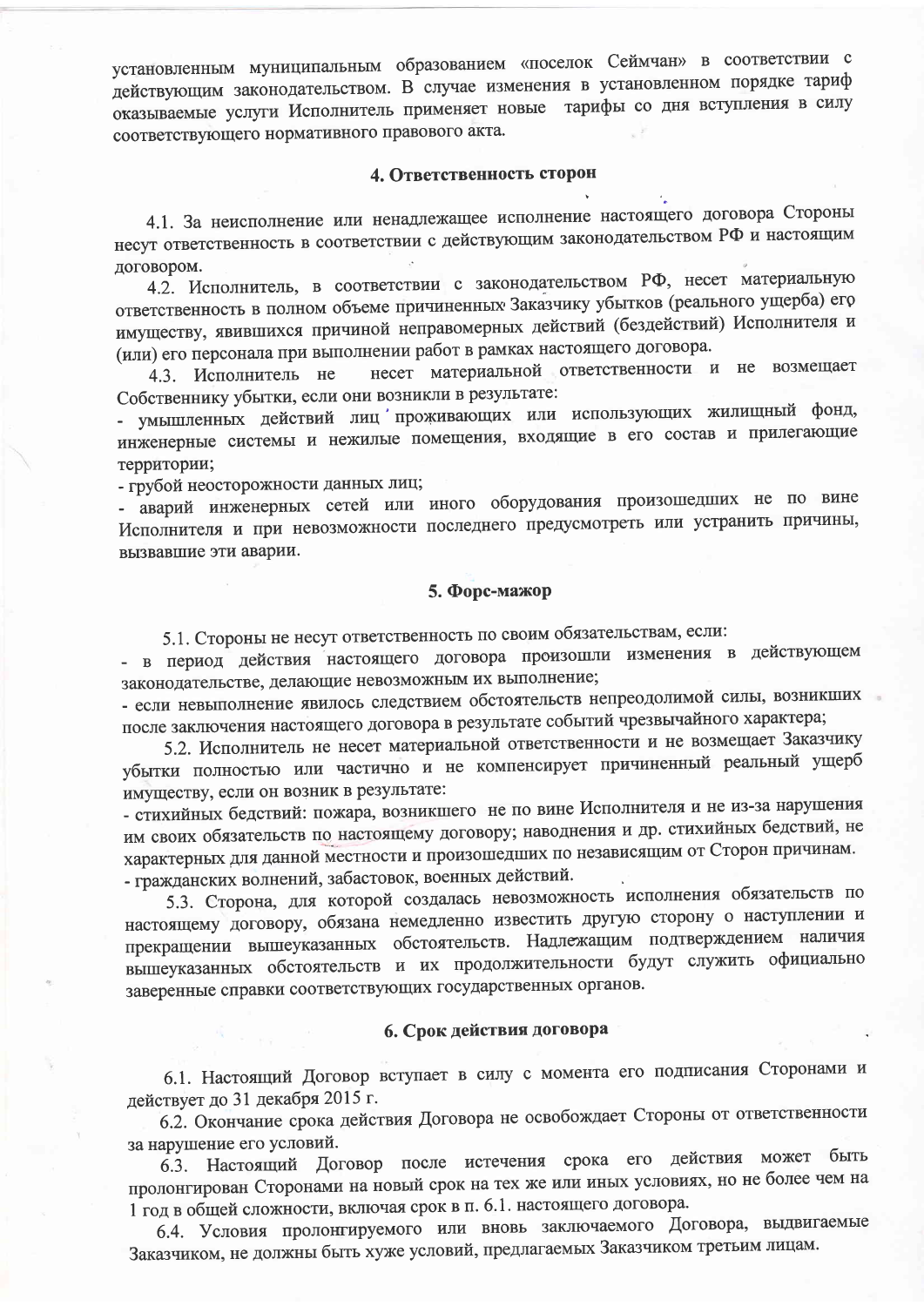установленным муниципальным образованием «поселок Сеймчан» в соответствии с действующим законодательством. В случае изменения в установленном порядке тариф оказываемые услуги Исполнитель применяет новые тарифы со дня вступления в силу соответствующего нормативного правового акта.

## 4. Ответственность сторон

4.1. За неисполнение или ненадлежащее исполнение настоящего договора Стороны несут ответственность в соответствии с действующим законодательством РФ и настоящим договором.

4.2. Исполнитель, в соответствии с законодательством РФ, несет материальную ответственность в полном объеме причиненных Заказчику убытков (реального ущерба) его имуществу, явившихся причиной неправомерных действий (бездействий) Исполнителя и (или) его персонала при выполнении работ в рамках настоящего договора.

4.3. Исполнитель не несет материальной ответственности и не возмещает Собственнику убытки, если они возникли в результате:

- умышленных действий лиц проживающих или использующих жилищный фонд, инженерные системы и нежилые помещения, входящие в его состав и прилегающие территории;
- грубой неосторожности данных лиц;
- аварий инженерных сетей или иного оборудования произошедших не по вине Исполнителя и при невозможности последнего предусмотреть или устранить причины, вызвавшие эти аварии.

## 5. Форс-мажор

5.1. Стороны не несут ответственность по своим обязательствам, если:

- в период действия настоящего договора произошли изменения в действующем законодательстве, делающие невозможным их выполнение;
- если невыполнение явилось следствием обстоятельств непреодолимой силы, возникших после заключения настоящего договора в результате событий чрезвычайного характера;

5.2. Исполнитель не несет материальной ответственности и не возмещает Заказчику убытки полностью или частично и не компенсирует причиненный реальный ущерб имуществу, если он возник в результате:

- стихийных бедствий: пожара, возникшего не по вине Исполнителя и не из-за нарушения им своих обязательств по настоящему договору; наводнения и др. стихийных бедствий, не характерных для данной местности и произошедших по независящим от Сторон причинам.
- гражданских волнений, забастовок, военных действий.

5.3. Сторона, для которой создалась невозможность исполнения обязательств по настоящему договору, обязана немедленно известить другую сторону о наступлении и прекращении вышеуказанных обстоятельств. Надлежащим подтверждением наличия вышеуказанных обстоятельств и их продолжительности будут служить официально заверенные справки соответствующих государственных органов.

## 6. Срок действия договора

6.1. Настоящий Договор вступает в силу с момента его подписания Сторонами и действует до 31 декабря 2015 г.

6.2. Окончание срока действия Договора не освобождает Стороны от ответственности за нарушение его условий.

6.3. Настоящий Договор после истечения срока его действия может быть пролонгирован Сторонами на новый срок на тех же или иных условиях, но не более чем на 1 год в общей сложности, включая срок в п. 6.1. настоящего договора.

6.4. Условия пролонгируемого или вновь заключаемого Договора, выдвигаемые Заказчиком, не должны быть хуже условий, предлагаемых Заказчиком третьим лицам.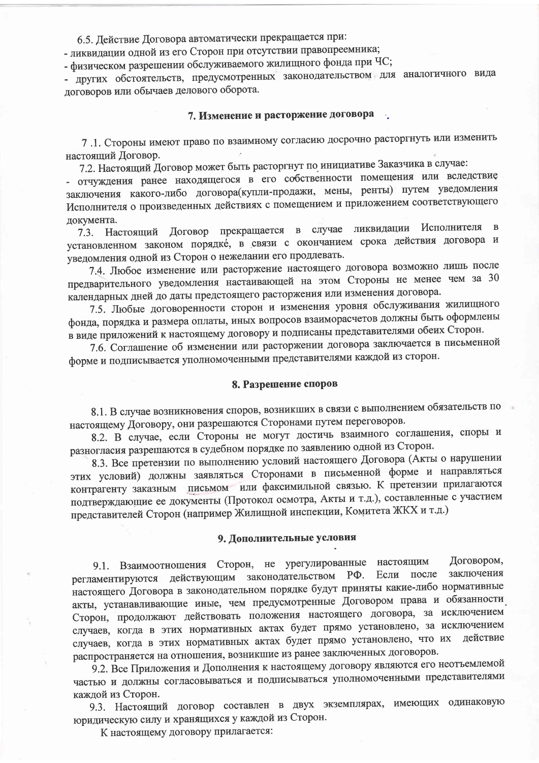6.5. Действие Договора автоматически прекращается при:

- ликвидации одной из его Сторон при отсутствии правопреемника;
- физическом разрешении обслуживаемого жилищного фонда при ЧС;
- других обстоятельств, предусмотренных законодательством для аналогичного вида договоров или обычаев делового оборота.

## 7. Изменение и расторжение договора

7 .1. Стороны имеют право по взаимному согласию досрочно расторгнуть или изменить настоящий Договор.

7.2. Настоящий Договор может быть расторгнут по инициативе Заказчика в случае:

- отчуждения ранее находящегося в его собственности помещения или вследствие заключения какого-либо договора(купли-продажи, мены, ренты) путем уведомления Исполнителя о произведенных действиях с помещением и приложением соответствующего документа.

7.3. Настоящий Договор прекращается в случае ликвидации Исполнителя в установленном законом порядке, в связи с окончанием срока действия договора и уведомления одной из Сторон о нежелании его продлевать.

7.4. Любое изменение или расторжение настоящего договора возможно лишь после предварительного уведомления настаивающей на этом Стороны не менее чем за 30 календарных дней до даты предстоящего расторжения или изменения договора.

7.5. Любые договоренности сторон и изменения уровня обслуживания жилищного фонда, порядка и размера оплаты, иных вопросов взаиморасчетов должны быть оформлены в виде приложений к настоящему договору и подписаны представителями обеих Сторон.

7.6. Соглашение об изменении или расторжении договора заключается в письменной форме и подписывается уполномоченными представителями каждой из сторон.

## 8. Разрешение споров

8.1. В случае возникновения споров, возникших в связи с выполнением обязательств по настоящему Договору, они разрешаются Сторонами путем переговоров.

8.2. В случае, если Стороны не могут достичь взаимного соглашения, споры и разногласия разрешаются в судебном порядке по заявлению одной из Сторон.

8.3. Все претензии по выполнению условий настоящего Договора (Акты о нарушении этих условий) должны заявляться Сторонами в письменной форме и направляться контрагенту заказным письмом или факсимильной связью. К претензии прилагаются подтверждающие ее документы (Протокол осмотра, Акты и т.д.), составленные с участием представителей Сторон (например Жилищной инспекции, Комитета ЖКХ и т.д.)

## 9. Дополнительные условия

9.1. Взаимоотношения Сторон, не урегулированные настоящим Договором, регламентируются действующим законодательством РФ. Если после заключения настоящего Договора в законодательном порядке будут приняты какие-либо нормативные акты, устанавливающие иные, чем предусмотренные Договором права и обязанности Сторон, продолжают действовать положения настоящего договора, за исключением случаев, когда в этих нормативных актах будет прямо установлено, за исключением случаев, когда в этих нормативных актах будет прямо установлено, что их действие распространяется на отношения, возникшие из ранее заключенных договоров.

9.2. Все Приложения и Дополнения к настоящему договору являются его неотъемлемой частью и должны согласовываться и подписываться уполномоченными представителями каждой из Сторон.

9.3. Настоящий договор составлен в двух экземплярах, имеющих одинаковую юридическую силу и хранящихся у каждой из Сторон.

К настоящему договору прилагается: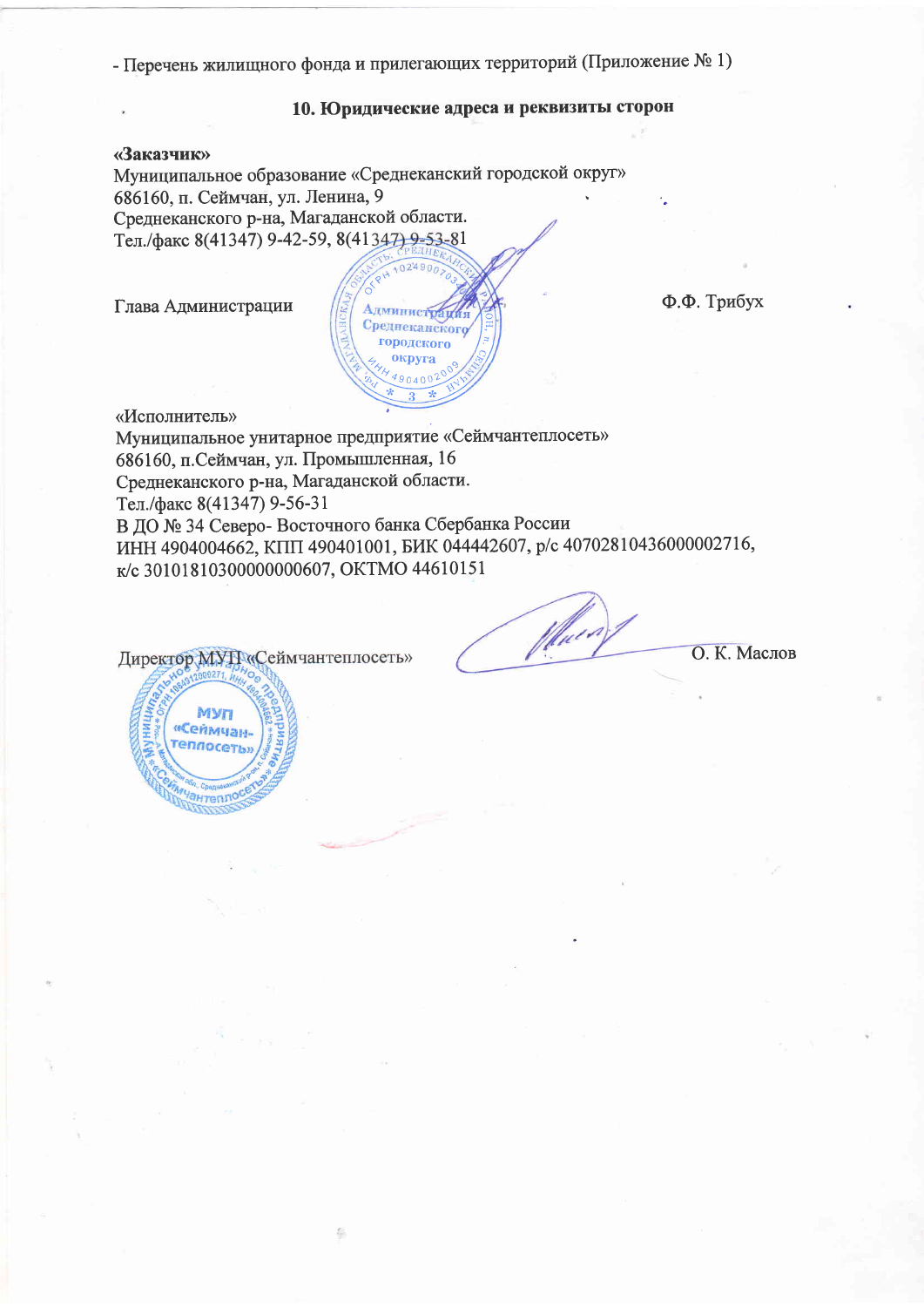- Перечень жилищного фонда и прилегающих территорий (Приложение № 1)

## 10. Юридические адреса и реквизиты сторон

**«Заказчик»**
Муниципальное образование «Среднеканский городской округ»
686160, п. Сеймчан, ул. Ленина, 9
Среднеканского р-на, Магаданской области.
Тел./факс 8(41347) 9-42-59, 8(41347) 9-53-81

Глава Администрации Ф.Ф. Трибух

«Исполнитель»
Муниципальное унитарное предприятие «Сеймчантеплосеть»
686160, п.Сеймчан, ул. Промышленная, 16
Среднеканского р-на, Магаданской области.
Тел./факс 8(41347) 9-56-31
В ДО № 34 Северо- Восточного банка Сбербанка России
ИНН 4904004662, КПП 490401001, БИК 044442607, р/с 40702810436000002716,
к/с 30101810300000000607, ОКТМО 44610151

Директор МУП «Сеймчантеплосеть» О. К. Маслов